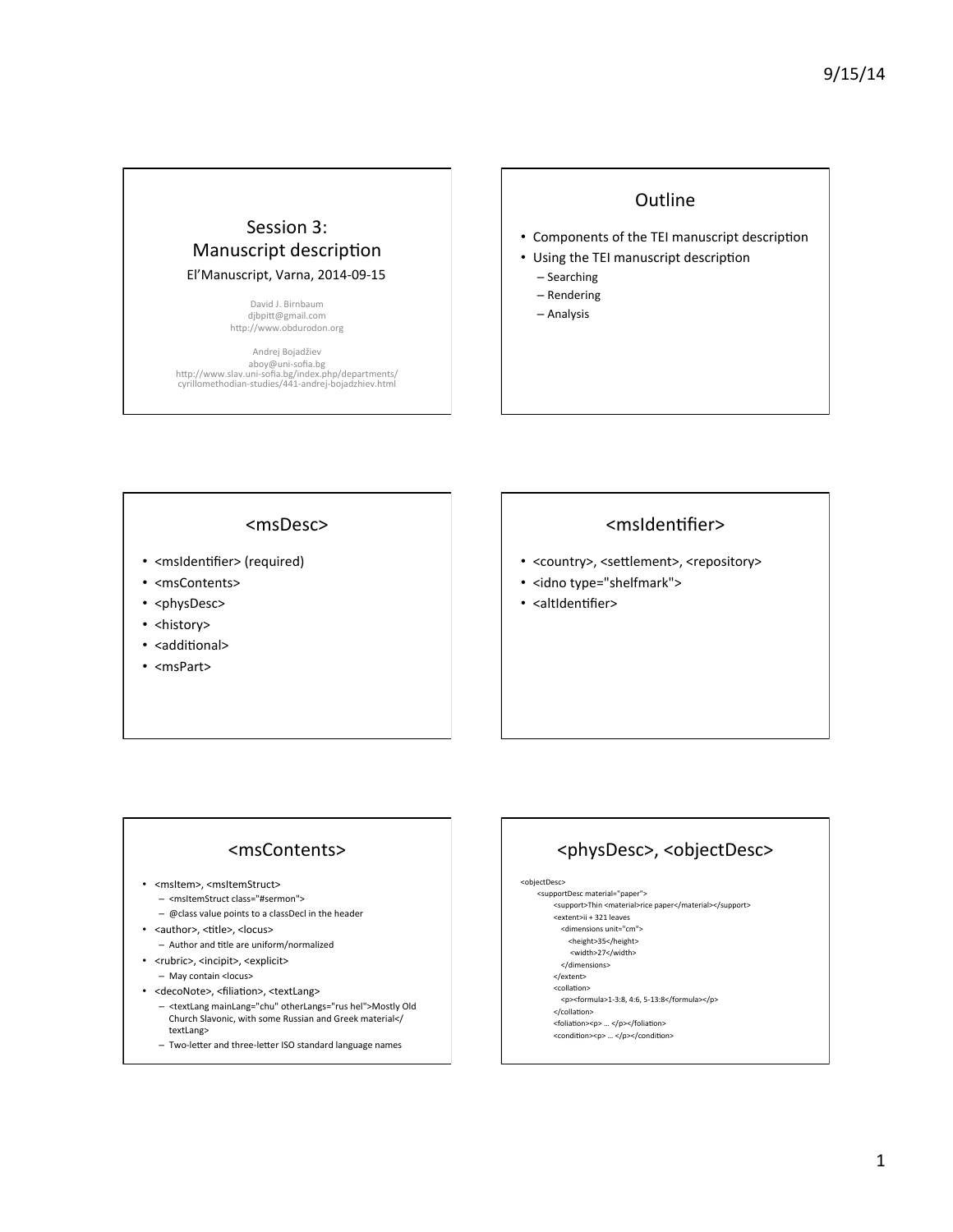## Session 3: Manuscript description

El'Manuscript, Varna, 2014-09-15

David J. Birnbaum
djbpitt@gmail.com
http://www.obdurodon.org

Andrej Bojadžiev
aboy@uni-sofia.bg
http://www.slav.uni-sofia.bg/index.php/departments/cyrillomethodian-studies/441-andrej-bojadzhiev.html

## Outline

- Components of the TEI manuscript description
- Using the TEI manuscript description
  - Searching
  - Rendering
  - Analysis

## <msDesc>

- <msIdentifier> (required)
- <msContents>
- <physDesc>
- <history>
- <additional>
- <msPart>

## <msIdentifier>

- <country>, <settlement>, <repository>
- <idno type="shelfmark">
- <altIdentifier>

## <msContents>

- <msItem>, <msItemStruct>
  - <msItemStruct class="#sermon">
  - @class value points to a classDecl in the header
- <author>, <title>, <locus>
  - Author and title are uniform/normalized
- <rubric>, <incipit>, <explicit>
  - May contain <locus>
- <decoNote>, <filiation>, <textLang>
  - <textLang mainLang="chu" otherLangs="rus hel">Mostly Old Church Slavonic, with some Russian and Greek material</textLang>
  - Two-letter and three-letter ISO standard language names

## <physDesc>, <objectDesc>

```
<objectDesc>
    <supportDesc material="paper">
        <support>Thin <material>rice paper</material></support>
        <extent>ii + 321 leaves
            <dimensions unit="cm">
                <height>35</height>
                <width>27</width>
            </dimensions>
        </extent>
        <collation>
            <p><formula>1-3:8, 4:6, 5-13:8</formula></p>
        </collation>
        <foliation><p> … </p></foliation>
        <condition><p> … </p></condition>
```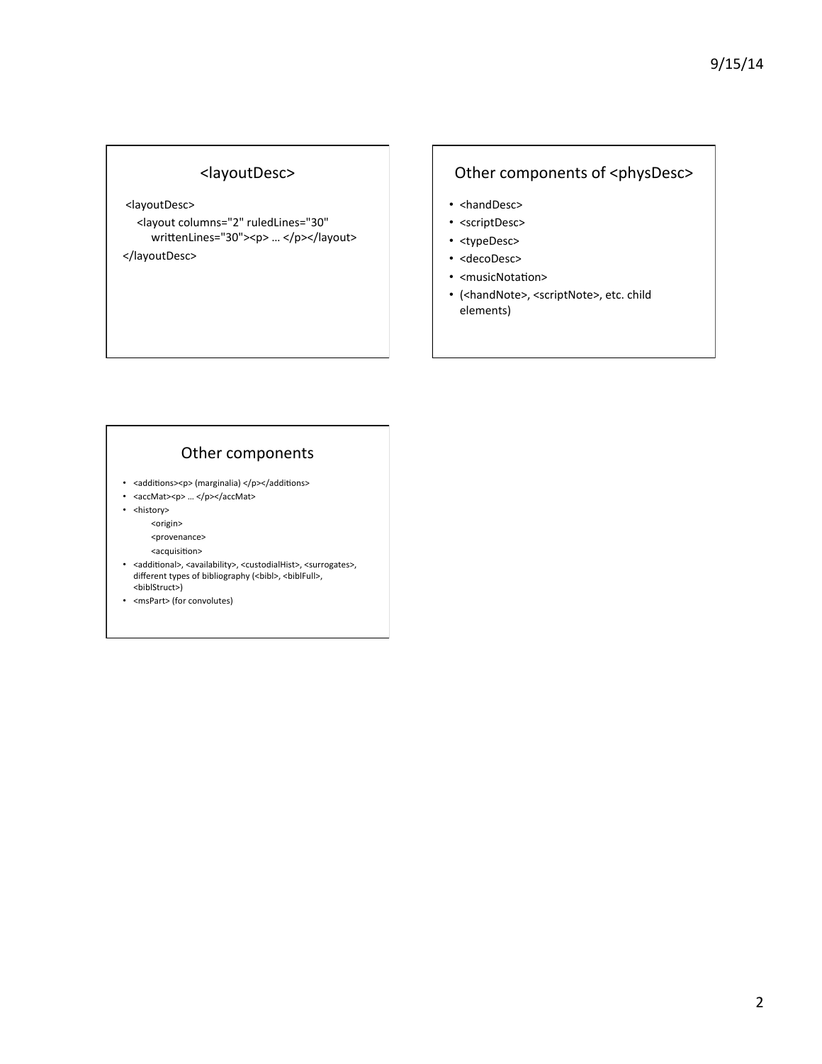## <layoutDesc>

```
<layoutDesc>
  <layout columns="2" ruledLines="30"
    writtenLines="30"><p> … </p></layout>
</layoutDesc>
```

## Other components of <physDesc>

- <handDesc>
- <scriptDesc>
- <typeDesc>
- <decoDesc>
- <musicNotation>
- (<handNote>, <scriptNote>, etc. child elements)

## Other components

- <additions><p> (marginalia) </p></additions>
- <accMat><p> … </p></accMat>
- <history>
  - <origin>
  - <provenance>
  - <acquisition>
- <additional>, <availability>, <custodialHist>, <surrogates>, different types of bibliography (<bibl>, <biblFull>, <biblStruct>)
- <msPart> (for convolutes)